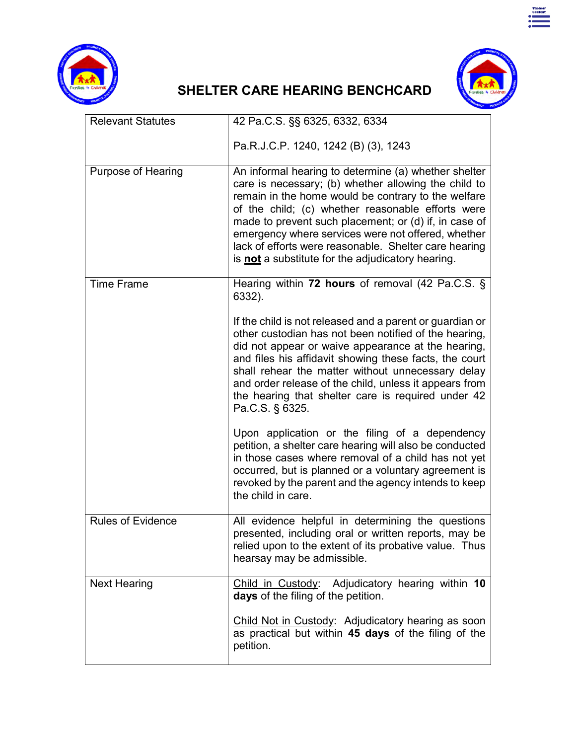# SHELTER CARE HEARING BENCHCARD

| Relevant Statutes | 42 Pa.C.S. §§ 6325, 6332, 6334<br><br>Pa.R.J.C.P. 1240, 1242 (B) (3), 1243 |
|---|---|
| Purpose of Hearing | An informal hearing to determine (a) whether shelter care is necessary; (b) whether allowing the child to remain in the home would be contrary to the welfare of the child; (c) whether reasonable efforts were made to prevent such placement; or (d) if, in case of emergency where services were not offered, whether lack of efforts were reasonable. Shelter care hearing is **not** a substitute for the adjudicatory hearing. |
| Time Frame | Hearing within **72 hours** of removal (42 Pa.C.S. § 6332).<br><br>If the child is not released and a parent or guardian or other custodian has not been notified of the hearing, did not appear or waive appearance at the hearing, and files his affidavit showing these facts, the court shall rehear the matter without unnecessary delay and order release of the child, unless it appears from the hearing that shelter care is required under 42 Pa.C.S. § 6325.<br><br>Upon application or the filing of a dependency petition, a shelter care hearing will also be conducted in those cases where removal of a child has not yet occurred, but is planned or a voluntary agreement is revoked by the parent and the agency intends to keep the child in care. |
| Rules of Evidence | All evidence helpful in determining the questions presented, including oral or written reports, may be relied upon to the extent of its probative value. Thus hearsay may be admissible. |
| Next Hearing | Child in Custody: Adjudicatory hearing within **10 days** of the filing of the petition.<br><br>Child Not in Custody: Adjudicatory hearing as soon as practical but within **45 days** of the filing of the petition. |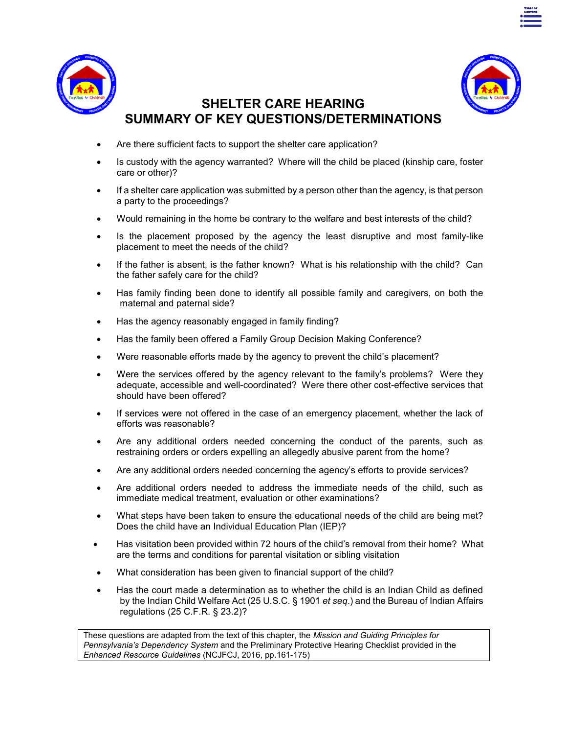# SHELTER CARE HEARING SUMMARY OF KEY QUESTIONS/DETERMINATIONS

- Are there sufficient facts to support the shelter care application?
- Is custody with the agency warranted? Where will the child be placed (kinship care, foster care or other)?
- If a shelter care application was submitted by a person other than the agency, is that person a party to the proceedings?
- Would remaining in the home be contrary to the welfare and best interests of the child?
- Is the placement proposed by the agency the least disruptive and most family-like placement to meet the needs of the child?
- If the father is absent, is the father known? What is his relationship with the child? Can the father safely care for the child?
- Has family finding been done to identify all possible family and caregivers, on both the maternal and paternal side?
- Has the agency reasonably engaged in family finding?
- Has the family been offered a Family Group Decision Making Conference?
- Were reasonable efforts made by the agency to prevent the child's placement?
- Were the services offered by the agency relevant to the family's problems? Were they adequate, accessible and well-coordinated? Were there other cost-effective services that should have been offered?
- If services were not offered in the case of an emergency placement, whether the lack of efforts was reasonable?
- Are any additional orders needed concerning the conduct of the parents, such as restraining orders or orders expelling an allegedly abusive parent from the home?
- Are any additional orders needed concerning the agency's efforts to provide services?
- Are additional orders needed to address the immediate needs of the child, such as immediate medical treatment, evaluation or other examinations?
- What steps have been taken to ensure the educational needs of the child are being met? Does the child have an Individual Education Plan (IEP)?
- Has visitation been provided within 72 hours of the child's removal from their home? What are the terms and conditions for parental visitation or sibling visitation
- What consideration has been given to financial support of the child?
- Has the court made a determination as to whether the child is an Indian Child as defined by the Indian Child Welfare Act (25 U.S.C. § 1901 *et seq*.) and the Bureau of Indian Affairs regulations (25 C.F.R. § 23.2)?

These questions are adapted from the text of this chapter, the *Mission and Guiding Principles for Pennsylvania's Dependency System* and the Preliminary Protective Hearing Checklist provided in the *Enhanced Resource Guidelines* (NCJFCJ, 2016, pp.161-175)